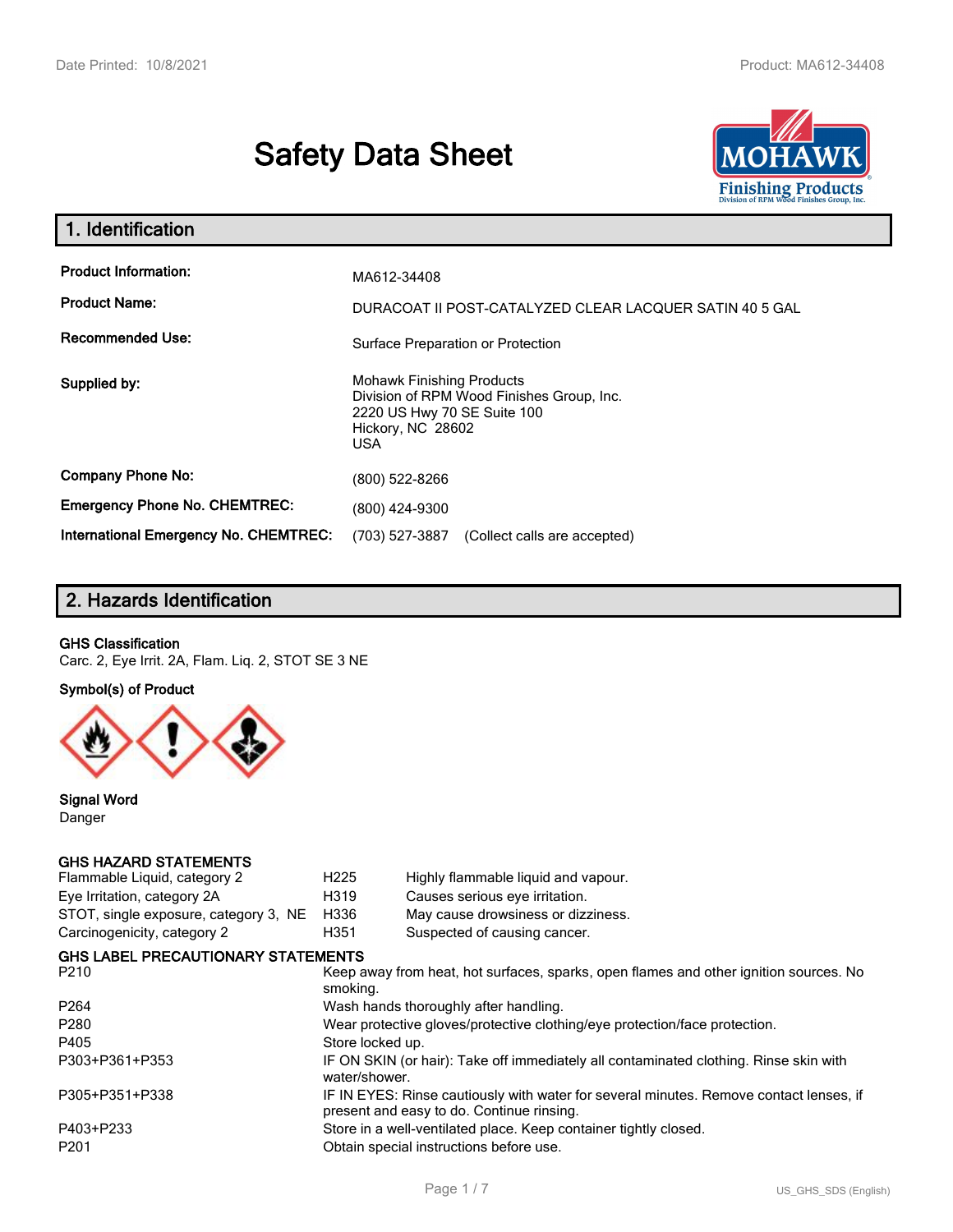# Safety Data Sheet

## 1. Identification

| | |
|---|---|
| **Product Information:** | MA612-34408 |
| **Product Name:** | DURACOAT II POST-CATALYZED CLEAR LACQUER SATIN 40 5 GAL |
| **Recommended Use:** | Surface Preparation or Protection |
| **Supplied by:** | Mohawk Finishing Products<br>Division of RPM Wood Finishes Group, Inc.<br>2220 US Hwy 70 SE Suite 100<br>Hickory, NC 28602<br>USA |
| **Company Phone No:** | (800) 522-8266 |
| **Emergency Phone No. CHEMTREC:** | (800) 424-9300 |
| **International Emergency No. CHEMTREC:** | (703) 527-3887 (Collect calls are accepted) |

## 2. Hazards Identification

**GHS Classification**

Carc. 2, Eye Irrit. 2A, Flam. Liq. 2, STOT SE 3 NE

**Symbol(s) of Product**

**Signal Word**

Danger

**GHS HAZARD STATEMENTS**

| | | |
|---|---|---|
| Flammable Liquid, category 2 | H225 | Highly flammable liquid and vapour. |
| Eye Irritation, category 2A | H319 | Causes serious eye irritation. |
| STOT, single exposure, category 3, NE | H336 | May cause drowsiness or dizziness. |
| Carcinogenicity, category 2 | H351 | Suspected of causing cancer. |

**GHS LABEL PRECAUTIONARY STATEMENTS**

| | |
|---|---|
| P210 | Keep away from heat, hot surfaces, sparks, open flames and other ignition sources. No smoking. |
| P264 | Wash hands thoroughly after handling. |
| P280 | Wear protective gloves/protective clothing/eye protection/face protection. |
| P405 | Store locked up. |
| P303+P361+P353 | IF ON SKIN (or hair): Take off immediately all contaminated clothing. Rinse skin with water/shower. |
| P305+P351+P338 | IF IN EYES: Rinse cautiously with water for several minutes. Remove contact lenses, if present and easy to do. Continue rinsing. |
| P403+P233 | Store in a well-ventilated place. Keep container tightly closed. |
| P201 | Obtain special instructions before use. |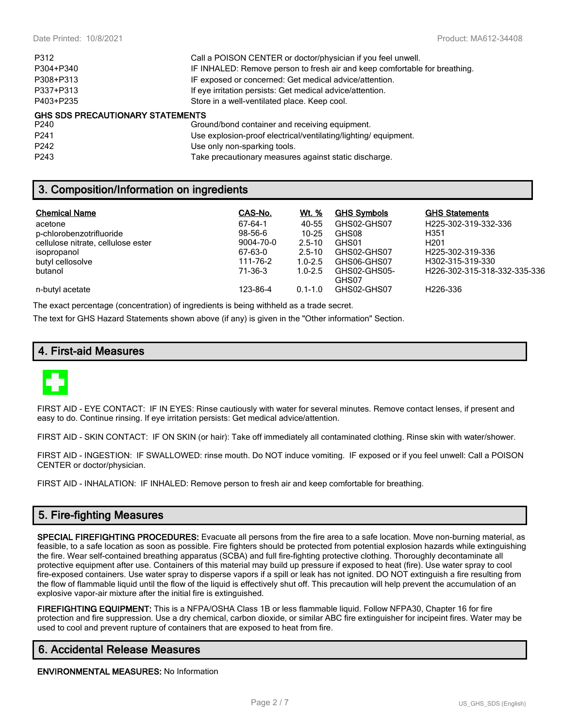| | |
|---|---|
| P312 | Call a POISON CENTER or doctor/physician if you feel unwell. |
| P304+P340 | IF INHALED: Remove person to fresh air and keep comfortable for breathing. |
| P308+P313 | IF exposed or concerned: Get medical advice/attention. |
| P337+P313 | If eye irritation persists: Get medical advice/attention. |
| P403+P235 | Store in a well-ventilated place. Keep cool. |

**GHS SDS PRECAUTIONARY STATEMENTS**

| | |
|---|---|
| P240 | Ground/bond container and receiving equipment. |
| P241 | Use explosion-proof electrical/ventilating/lighting/ equipment. |
| P242 | Use only non-sparking tools. |
| P243 | Take precautionary measures against static discharge. |

## 3. Composition/Information on ingredients

| Chemical Name | CAS-No. | Wt. % | GHS Symbols | GHS Statements |
|---|---|---|---|---|
| acetone | 67-64-1 | 40-55 | GHS02-GHS07 | H225-302-319-332-336 |
| p-chlorobenzotrifluoride | 98-56-6 | 10-25 | GHS08 | H351 |
| cellulose nitrate, cellulose ester | 9004-70-0 | 2.5-10 | GHS01 | H201 |
| isopropanol | 67-63-0 | 2.5-10 | GHS02-GHS07 | H225-302-319-336 |
| butyl cellosolve | 111-76-2 | 1.0-2.5 | GHS06-GHS07 | H302-315-319-330 |
| butanol | 71-36-3 | 1.0-2.5 | GHS02-GHS05-GHS07 | H226-302-315-318-332-335-336 |
| n-butyl acetate | 123-86-4 | 0.1-1.0 | GHS02-GHS07 | H226-336 |

The exact percentage (concentration) of ingredients is being withheld as a trade secret.

The text for GHS Hazard Statements shown above (if any) is given in the "Other information" Section.

## 4. First-aid Measures

FIRST AID - EYE CONTACT: IF IN EYES: Rinse cautiously with water for several minutes. Remove contact lenses, if present and easy to do. Continue rinsing. If eye irritation persists: Get medical advice/attention.

FIRST AID - SKIN CONTACT: IF ON SKIN (or hair): Take off immediately all contaminated clothing. Rinse skin with water/shower.

FIRST AID - INGESTION: IF SWALLOWED: rinse mouth. Do NOT induce vomiting. IF exposed or if you feel unwell: Call a POISON CENTER or doctor/physician.

FIRST AID - INHALATION: IF INHALED: Remove person to fresh air and keep comfortable for breathing.

## 5. Fire-fighting Measures

**SPECIAL FIREFIGHTING PROCEDURES:** Evacuate all persons from the fire area to a safe location. Move non-burning material, as feasible, to a safe location as soon as possible. Fire fighters should be protected from potential explosion hazards while extinguishing the fire. Wear self-contained breathing apparatus (SCBA) and full fire-fighting protective clothing. Thoroughly decontaminate all protective equipment after use. Containers of this material may build up pressure if exposed to heat (fire). Use water spray to cool fire-exposed containers. Use water spray to disperse vapors if a spill or leak has not ignited. DO NOT extinguish a fire resulting from the flow of flammable liquid until the flow of the liquid is effectively shut off. This precaution will help prevent the accumulation of an explosive vapor-air mixture after the initial fire is extinguished.

**FIREFIGHTING EQUIPMENT:** This is a NFPA/OSHA Class 1B or less flammable liquid. Follow NFPA30, Chapter 16 for fire protection and fire suppression. Use a dry chemical, carbon dioxide, or similar ABC fire extinguisher for incipeint fires. Water may be used to cool and prevent rupture of containers that are exposed to heat from fire.

## 6. Accidental Release Measures

**ENVIRONMENTAL MEASURES:** No Information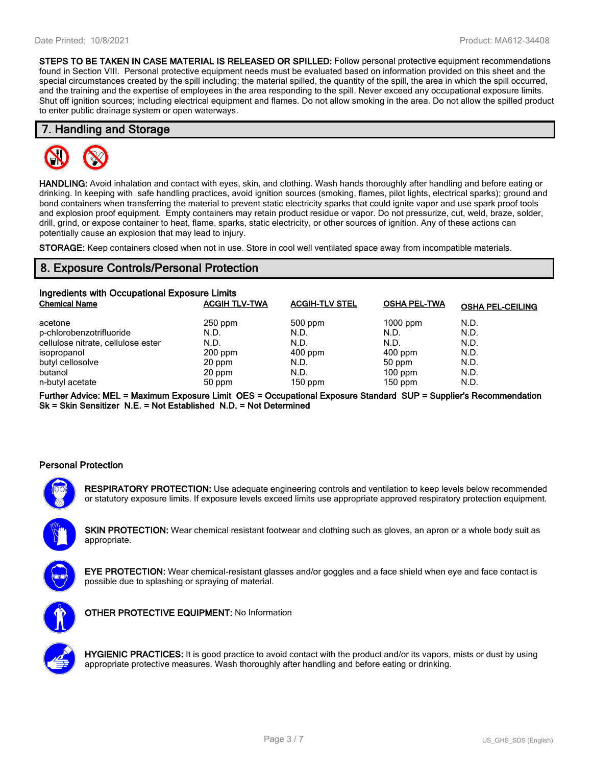**STEPS TO BE TAKEN IN CASE MATERIAL IS RELEASED OR SPILLED:** Follow personal protective equipment recommendations found in Section VIII. Personal protective equipment needs must be evaluated based on information provided on this sheet and the special circumstances created by the spill including; the material spilled, the quantity of the spill, the area in which the spill occurred, and the training and the expertise of employees in the area responding to the spill. Never exceed any occupational exposure limits. Shut off ignition sources; including electrical equipment and flames. Do not allow smoking in the area. Do not allow the spilled product to enter public drainage system or open waterways.

## 7. Handling and Storage

**HANDLING:** Avoid inhalation and contact with eyes, skin, and clothing. Wash hands thoroughly after handling and before eating or drinking. In keeping with safe handling practices, avoid ignition sources (smoking, flames, pilot lights, electrical sparks); ground and bond containers when transferring the material to prevent static electricity sparks that could ignite vapor and use spark proof tools and explosion proof equipment. Empty containers may retain product residue or vapor. Do not pressurize, cut, weld, braze, solder, drill, grind, or expose container to heat, flame, sparks, static electricity, or other sources of ignition. Any of these actions can potentially cause an explosion that may lead to injury.

**STORAGE:** Keep containers closed when not in use. Store in cool well ventilated space away from incompatible materials.

## 8. Exposure Controls/Personal Protection

### Ingredients with Occupational Exposure Limits

| Chemical Name | ACGIH TLV-TWA | ACGIH-TLV STEL | OSHA PEL-TWA | OSHA PEL-CEILING |
|---|---|---|---|---|
| acetone | 250 ppm | 500 ppm | 1000 ppm | N.D. |
| p-chlorobenzotrifluoride | N.D. | N.D. | N.D. | N.D. |
| cellulose nitrate, cellulose ester | N.D. | N.D. | N.D. | N.D. |
| isopropanol | 200 ppm | 400 ppm | 400 ppm | N.D. |
| butyl cellosolve | 20 ppm | N.D. | 50 ppm | N.D. |
| butanol | 20 ppm | N.D. | 100 ppm | N.D. |
| n-butyl acetate | 50 ppm | 150 ppm | 150 ppm | N.D. |

**Further Advice: MEL = Maximum Exposure Limit OES = Occupational Exposure Standard SUP = Supplier's Recommendation Sk = Skin Sensitizer N.E. = Not Established N.D. = Not Determined**

### Personal Protection

**RESPIRATORY PROTECTION:** Use adequate engineering controls and ventilation to keep levels below recommended or statutory exposure limits. If exposure levels exceed limits use appropriate approved respiratory protection equipment.

**SKIN PROTECTION:** Wear chemical resistant footwear and clothing such as gloves, an apron or a whole body suit as appropriate.

**EYE PROTECTION:** Wear chemical-resistant glasses and/or goggles and a face shield when eye and face contact is possible due to splashing or spraying of material.

**OTHER PROTECTIVE EQUIPMENT:** No Information

**HYGIENIC PRACTICES:** It is good practice to avoid contact with the product and/or its vapors, mists or dust by using appropriate protective measures. Wash thoroughly after handling and before eating or drinking.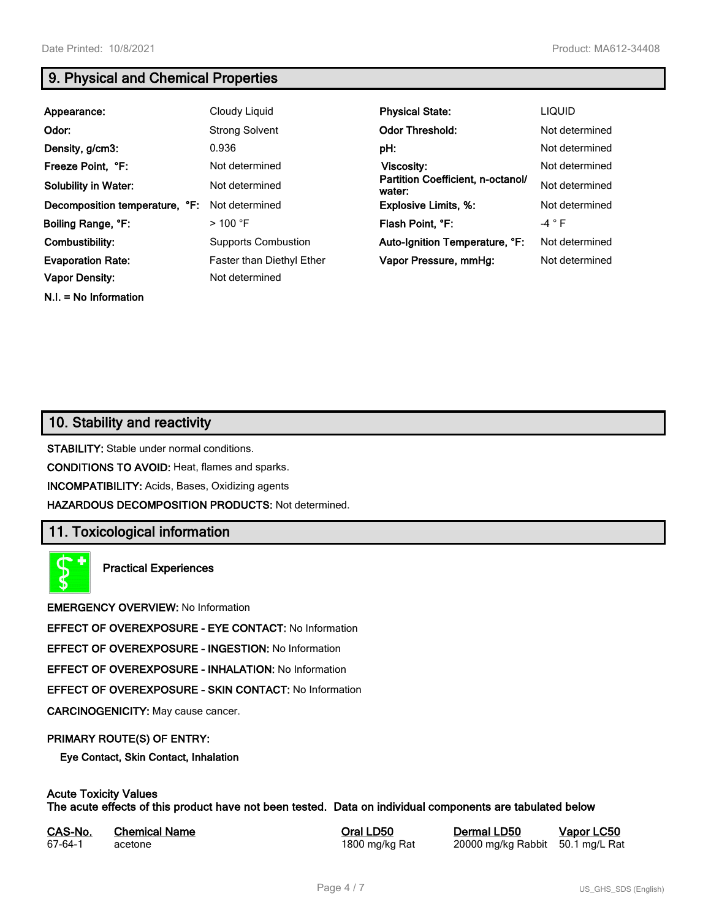## 9. Physical and Chemical Properties

| | | | |
|---|---|---|---|
| **Appearance:** | Cloudy Liquid | **Physical State:** | LIQUID |
| **Odor:** | Strong Solvent | **Odor Threshold:** | Not determined |
| **Density, g/cm3:** | 0.936 | **pH:** | Not determined |
| **Freeze Point, °F:** | Not determined | **Viscosity:** | Not determined |
| **Solubility in Water:** | Not determined | **Partition Coefficient, n-octanol/water:** | Not determined |
| **Decomposition temperature, °F:** | Not determined | **Explosive Limits, %:** | Not determined |
| **Boiling Range, °F:** | > 100 °F | **Flash Point, °F:** | -4 ° F |
| **Combustibility:** | Supports Combustion | **Auto-Ignition Temperature, °F:** | Not determined |
| **Evaporation Rate:** | Faster than Diethyl Ether | **Vapor Pressure, mmHg:** | Not determined |
| **Vapor Density:** | Not determined | | |

**N.I. = No Information**

## 10. Stability and reactivity

**STABILITY:** Stable under normal conditions.

**CONDITIONS TO AVOID:** Heat, flames and sparks.

**INCOMPATIBILITY:** Acids, Bases, Oxidizing agents

**HAZARDOUS DECOMPOSITION PRODUCTS:** Not determined.

## 11. Toxicological information

**Practical Experiences**

**EMERGENCY OVERVIEW:** No Information

**EFFECT OF OVEREXPOSURE - EYE CONTACT:** No Information

**EFFECT OF OVEREXPOSURE - INGESTION:** No Information

**EFFECT OF OVEREXPOSURE - INHALATION:** No Information

**EFFECT OF OVEREXPOSURE - SKIN CONTACT:** No Information

**CARCINOGENICITY:** May cause cancer.

**PRIMARY ROUTE(S) OF ENTRY:**

**Eye Contact, Skin Contact, Inhalation**

**Acute Toxicity Values**
**The acute effects of this product have not been tested. Data on individual components are tabulated below**

| CAS-No. | Chemical Name | Oral LD50 | Dermal LD50 | Vapor LC50 |
|---|---|---|---|---|
| 67-64-1 | acetone | 1800 mg/kg Rat | 20000 mg/kg Rabbit | 50.1 mg/L Rat |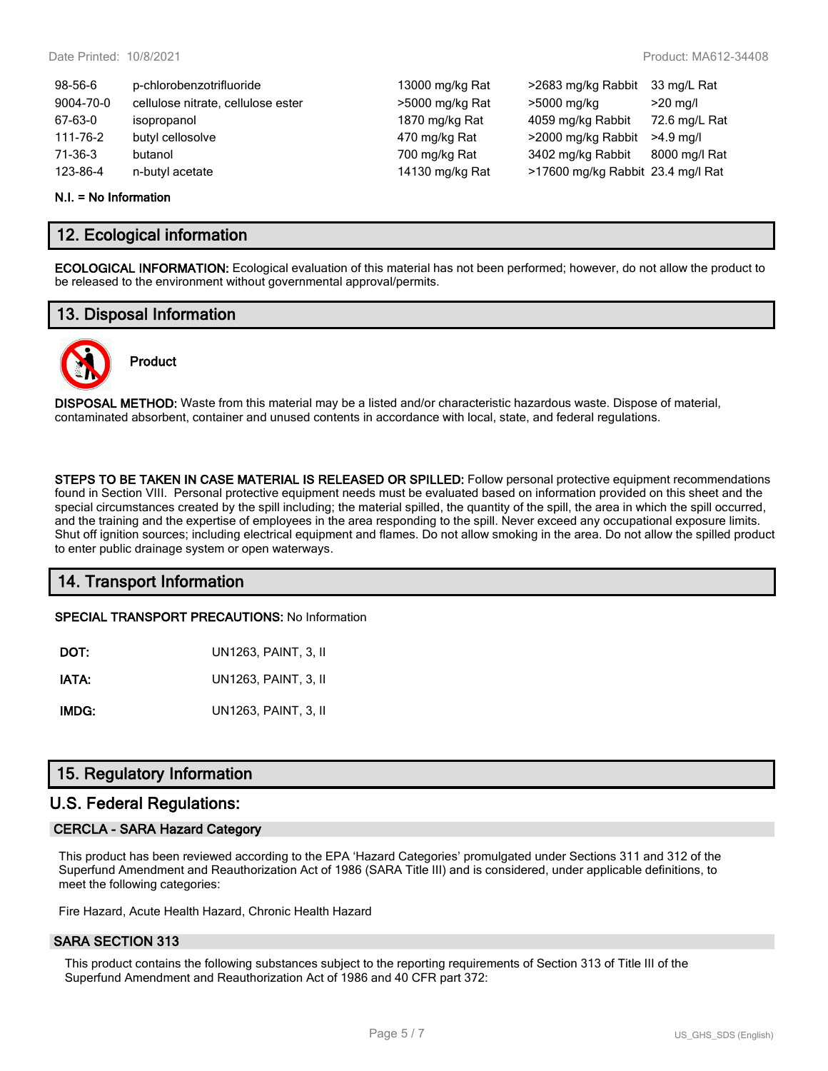| | | | | |
|---|---|---|---|---|
| 98-56-6 | p-chlorobenzotrifluoride | 13000 mg/kg Rat | >2683 mg/kg Rabbit | 33 mg/L Rat |
| 9004-70-0 | cellulose nitrate, cellulose ester | >5000 mg/kg Rat | >5000 mg/kg | >20 mg/l |
| 67-63-0 | isopropanol | 1870 mg/kg Rat | 4059 mg/kg Rabbit | 72.6 mg/L Rat |
| 111-76-2 | butyl cellosolve | 470 mg/kg Rat | >2000 mg/kg Rabbit | >4.9 mg/l |
| 71-36-3 | butanol | 700 mg/kg Rat | 3402 mg/kg Rabbit | 8000 mg/l Rat |
| 123-86-4 | n-butyl acetate | 14130 mg/kg Rat | >17600 mg/kg Rabbit | 23.4 mg/l Rat |

**N.I. = No Information**

## 12. Ecological information

**ECOLOGICAL INFORMATION:** Ecological evaluation of this material has not been performed; however, do not allow the product to be released to the environment without governmental approval/permits.

## 13. Disposal Information

**Product**

**DISPOSAL METHOD:** Waste from this material may be a listed and/or characteristic hazardous waste. Dispose of material, contaminated absorbent, container and unused contents in accordance with local, state, and federal regulations.

**STEPS TO BE TAKEN IN CASE MATERIAL IS RELEASED OR SPILLED:** Follow personal protective equipment recommendations found in Section VIII. Personal protective equipment needs must be evaluated based on information provided on this sheet and the special circumstances created by the spill including; the material spilled, the quantity of the spill, the area in which the spill occurred, and the training and the expertise of employees in the area responding to the spill. Never exceed any occupational exposure limits. Shut off ignition sources; including electrical equipment and flames. Do not allow smoking in the area. Do not allow the spilled product to enter public drainage system or open waterways.

## 14. Transport Information

**SPECIAL TRANSPORT PRECAUTIONS:** No Information

| | |
|---|---|
| **DOT:** | UN1263, PAINT, 3, II |
| **IATA:** | UN1263, PAINT, 3, II |
| **IMDG:** | UN1263, PAINT, 3, II |

## 15. Regulatory Information

## U.S. Federal Regulations:

### CERCLA - SARA Hazard Category

This product has been reviewed according to the EPA 'Hazard Categories' promulgated under Sections 311 and 312 of the Superfund Amendment and Reauthorization Act of 1986 (SARA Title III) and is considered, under applicable definitions, to meet the following categories:

Fire Hazard, Acute Health Hazard, Chronic Health Hazard

### SARA SECTION 313

This product contains the following substances subject to the reporting requirements of Section 313 of Title III of the Superfund Amendment and Reauthorization Act of 1986 and 40 CFR part 372: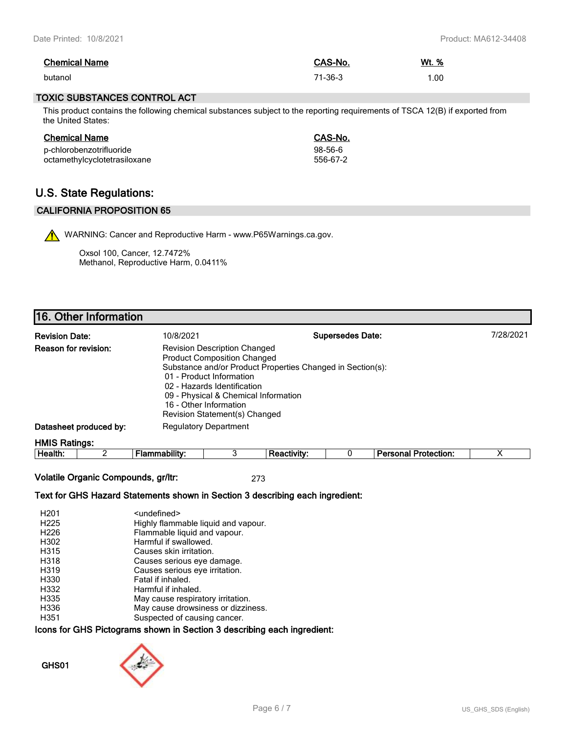| Chemical Name | CAS-No. | Wt. % |
|---|---|---|
| butanol | 71-36-3 | 1.00 |

## TOXIC SUBSTANCES CONTROL ACT

This product contains the following chemical substances subject to the reporting requirements of TSCA 12(B) if exported from the United States:

| Chemical Name | CAS-No. |
|---|---|
| p-chlorobenzotrifluoride | 98-56-6 |
| octamethylcyclotetrasiloxane | 556-67-2 |

# U.S. State Regulations:

## CALIFORNIA PROPOSITION 65

WARNING: Cancer and Reproductive Harm - www.P65Warnings.ca.gov.

Oxsol 100, Cancer, 12.7472%
Methanol, Reproductive Harm, 0.0411%

# 16. Other Information

**Revision Date:** 10/8/2021

**Supersedes Date:** 7/28/2021

**Reason for revision:**
Revision Description Changed
Product Composition Changed
Substance and/or Product Properties Changed in Section(s):
- 01 - Product Information
- 02 - Hazards Identification
- 09 - Physical & Chemical Information
- 16 - Other Information

Revision Statement(s) Changed

**Datasheet produced by:** Regulatory Department

**HMIS Ratings:**

| Health: | 2 | Flammability: | 3 | Reactivity: | 0 | Personal Protection: | X |
|---|---|---|---|---|---|---|---|

**Volatile Organic Compounds, gr/ltr:** 273

**Text for GHS Hazard Statements shown in Section 3 describing each ingredient:**

| | |
|---|---|
| H201 | <undefined> |
| H225 | Highly flammable liquid and vapour. |
| H226 | Flammable liquid and vapour. |
| H302 | Harmful if swallowed. |
| H315 | Causes skin irritation. |
| H318 | Causes serious eye damage. |
| H319 | Causes serious eye irritation. |
| H330 | Fatal if inhaled. |
| H332 | Harmful if inhaled. |
| H335 | May cause respiratory irritation. |
| H336 | May cause drowsiness or dizziness. |
| H351 | Suspected of causing cancer. |

**Icons for GHS Pictograms shown in Section 3 describing each ingredient:**

GHS01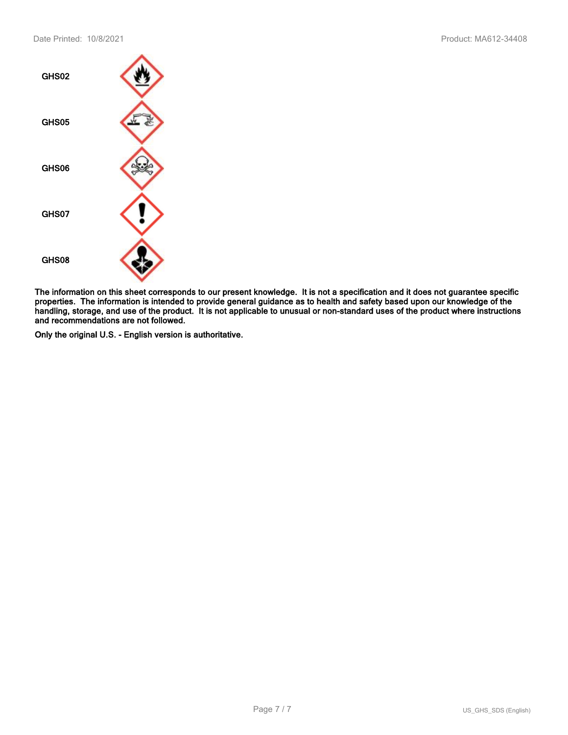GHS02

GHS05

GHS06

GHS07

GHS08

**The information on this sheet corresponds to our present knowledge. It is not a specification and it does not guarantee specific properties. The information is intended to provide general guidance as to health and safety based upon our knowledge of the handling, storage, and use of the product. It is not applicable to unusual or non-standard uses of the product where instructions and recommendations are not followed.**

**Only the original U.S. - English version is authoritative.**